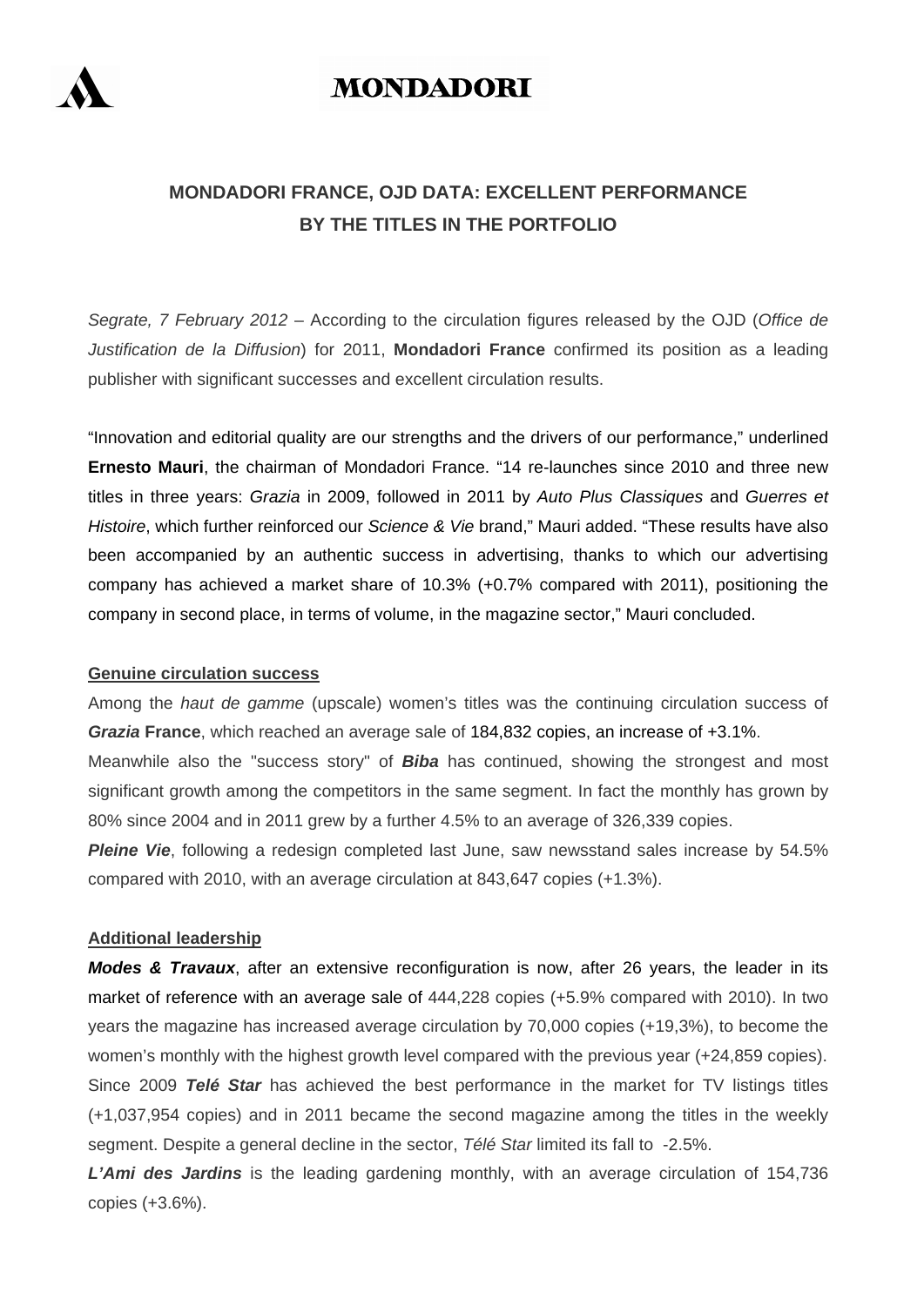MONDADORI

## MONDADORI FRANCE, OJD DATA: EXCELLENT PERFORMANCE BY THE TITLES IN THE PORTFOLIO

*Segrate, 7 February 2012* – According to the circulation figures released by the OJD (*Office de Justification de la Diffusion*) for 2011, **Mondadori France** confirmed its position as a leading publisher with significant successes and excellent circulation results.

"Innovation and editorial quality are our strengths and the drivers of our performance," underlined **Ernesto Mauri**, the chairman of Mondadori France. "14 re-launches since 2010 and three new titles in three years: *Grazia* in 2009, followed in 2011 by *Auto Plus Classiques* and *Guerres et Histoire*, which further reinforced our *Science & Vie* brand," Mauri added. "These results have also been accompanied by an authentic success in advertising, thanks to which our advertising company has achieved a market share of 10.3% (+0.7% compared with 2011), positioning the company in second place, in terms of volume, in the magazine sector," Mauri concluded.

**Genuine circulation success**

Among the *haut de gamme* (upscale) women's titles was the continuing circulation success of ***Grazia* France**, which reached an average sale of 184,832 copies, an increase of +3.1%.

Meanwhile also the "success story" of ***Biba*** has continued, showing the strongest and most significant growth among the competitors in the same segment. In fact the monthly has grown by 80% since 2004 and in 2011 grew by a further 4.5% to an average of 326,339 copies.

***Pleine Vie***, following a redesign completed last June, saw newsstand sales increase by 54.5% compared with 2010, with an average circulation at 843,647 copies (+1.3%).

**Additional leadership**

***Modes & Travaux***, after an extensive reconfiguration is now, after 26 years, the leader in its market of reference with an average sale of 444,228 copies (+5.9% compared with 2010). In two years the magazine has increased average circulation by 70,000 copies (+19,3%), to become the women's monthly with the highest growth level compared with the previous year (+24,859 copies).

Since 2009 ***Telé Star*** has achieved the best performance in the market for TV listings titles (+1,037,954 copies) and in 2011 became the second magazine among the titles in the weekly segment. Despite a general decline in the sector, *Télé Star* limited its fall to -2.5%.

***L'Ami des Jardins*** is the leading gardening monthly, with an average circulation of 154,736 copies (+3.6%).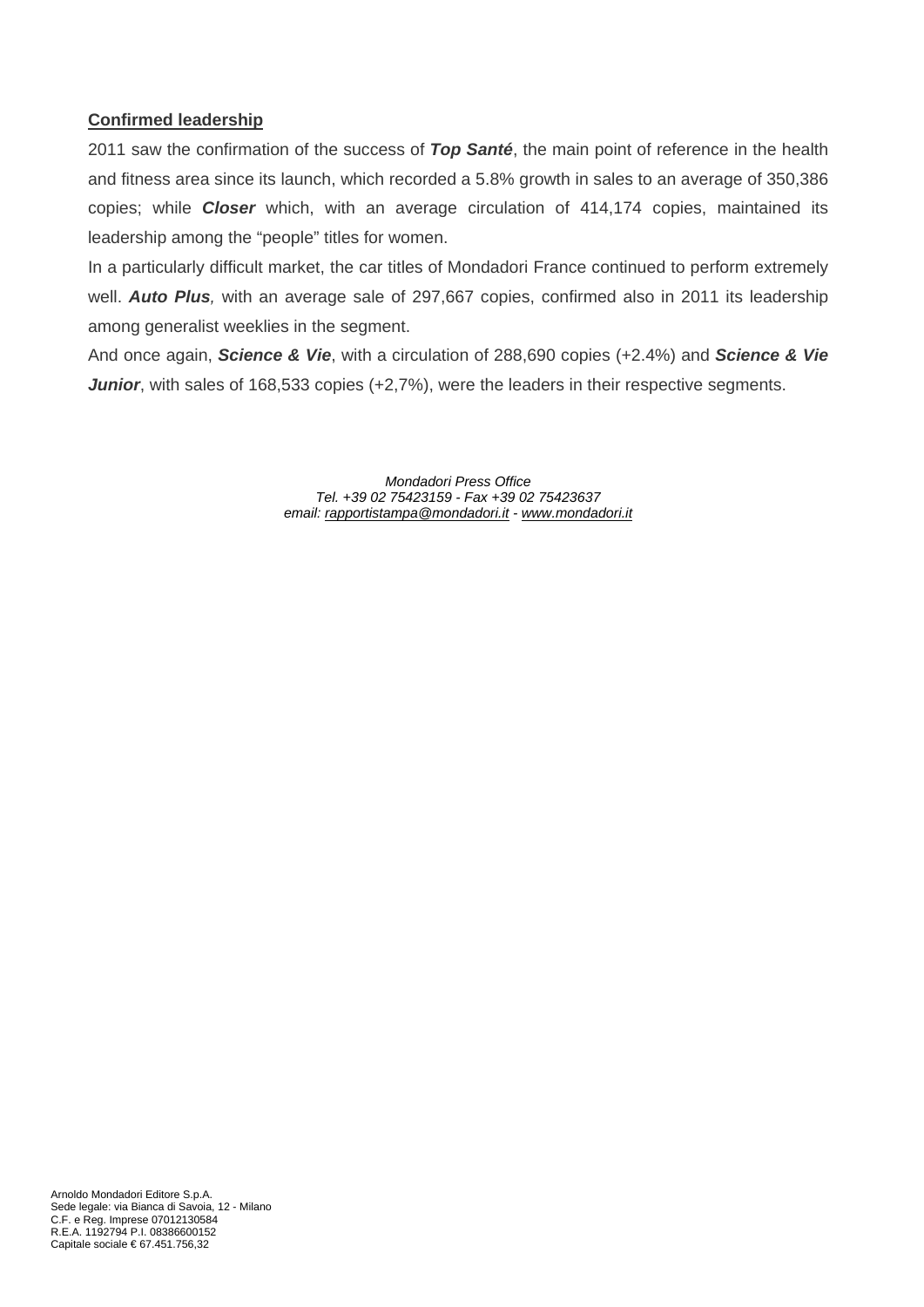**Confirmed leadership**

2011 saw the confirmation of the success of ***Top Santé***, the main point of reference in the health and fitness area since its launch, which recorded a 5.8% growth in sales to an average of 350,386 copies; while ***Closer*** which, with an average circulation of 414,174 copies, maintained its leadership among the "people" titles for women.

In a particularly difficult market, the car titles of Mondadori France continued to perform extremely well. ***Auto Plus***, with an average sale of 297,667 copies, confirmed also in 2011 its leadership among generalist weeklies in the segment.

And once again, ***Science & Vie***, with a circulation of 288,690 copies (+2.4%) and ***Science & Vie Junior***, with sales of 168,533 copies (+2,7%), were the leaders in their respective segments.

*Mondadori Press Office*
*Tel. +39 02 75423159 - Fax +39 02 75423637*
*email: rapportistampa@mondadori.it - www.mondadori.it*

Arnoldo Mondadori Editore S.p.A.
Sede legale: via Bianca di Savoia, 12 - Milano
C.F. e Reg. Imprese 07012130584
R.E.A. 1192794 P.I. 08386600152
Capitale sociale € 67.451.756,32